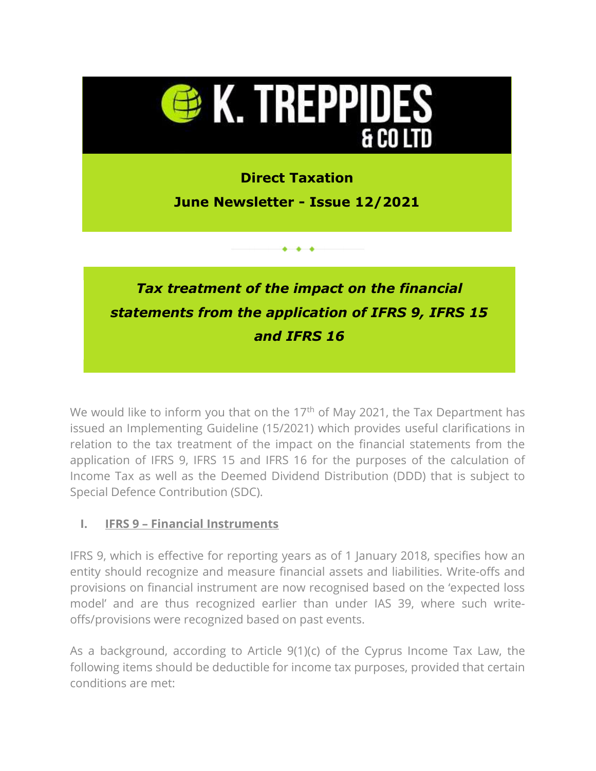# K. TREPPIDES & CO LTD

**Direct Taxation**

**June Newsletter - Issue 12/2021**

## *Tax treatment of the impact on the financial statements from the application of IFRS 9, IFRS 15 and IFRS 16*

We would like to inform you that on the 17th of May 2021, the Tax Department has issued an Implementing Guideline (15/2021) which provides useful clarifications in relation to the tax treatment of the impact on the financial statements from the application of IFRS 9, IFRS 15 and IFRS 16 for the purposes of the calculation of Income Tax as well as the Deemed Dividend Distribution (DDD) that is subject to Special Defence Contribution (SDC).

### I. IFRS 9 – Financial Instruments

IFRS 9, which is effective for reporting years as of 1 January 2018, specifies how an entity should recognize and measure financial assets and liabilities. Write-offs and provisions on financial instrument are now recognised based on the 'expected loss model' and are thus recognized earlier than under IAS 39, where such write-offs/provisions were recognized based on past events.

As a background, according to Article 9(1)(c) of the Cyprus Income Tax Law, the following items should be deductible for income tax purposes, provided that certain conditions are met: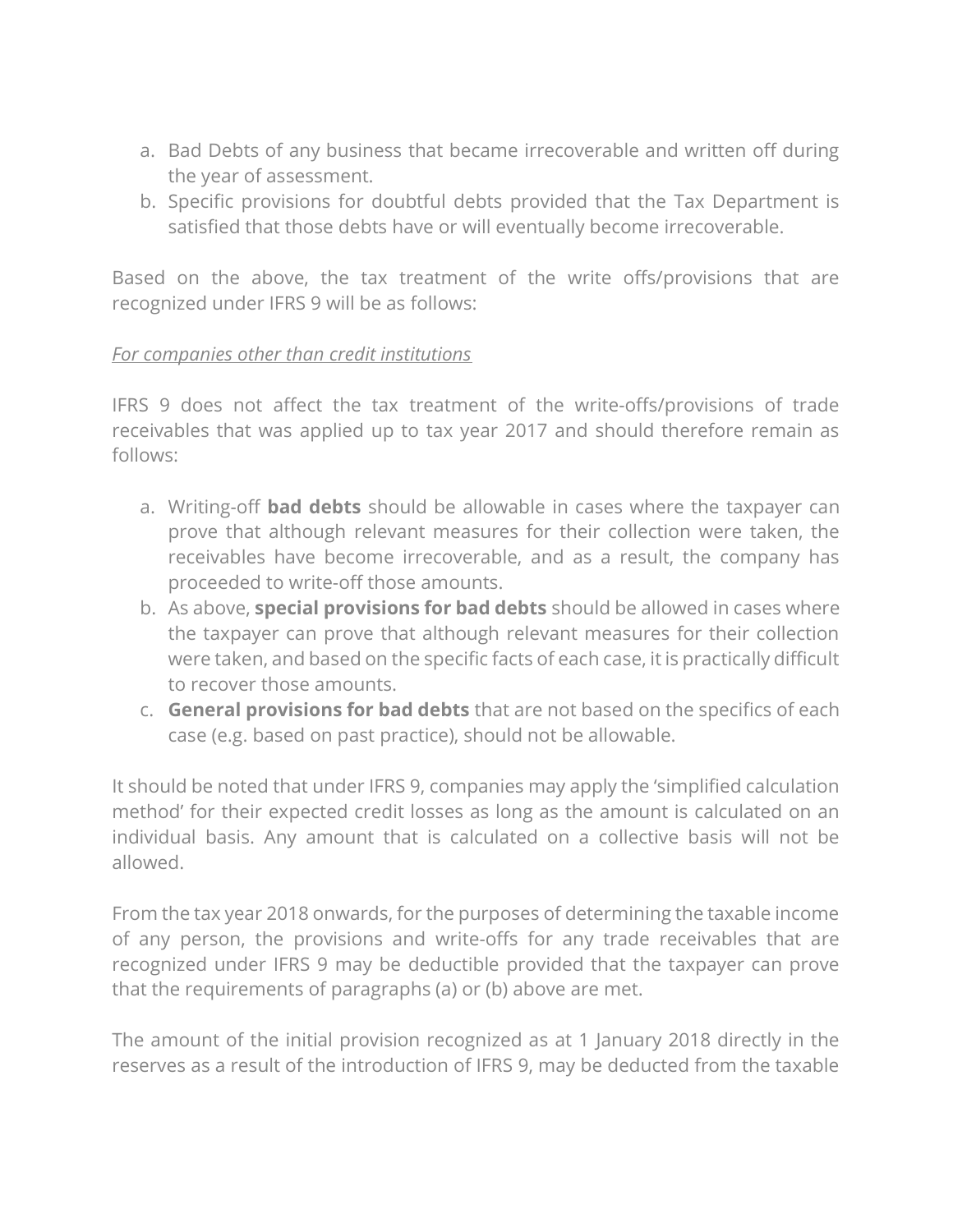a. Bad Debts of any business that became irrecoverable and written off during the year of assessment.
b. Specific provisions for doubtful debts provided that the Tax Department is satisfied that those debts have or will eventually become irrecoverable.

Based on the above, the tax treatment of the write offs/provisions that are recognized under IFRS 9 will be as follows:

*For companies other than credit institutions*

IFRS 9 does not affect the tax treatment of the write-offs/provisions of trade receivables that was applied up to tax year 2017 and should therefore remain as follows:

a. Writing-off **bad debts** should be allowable in cases where the taxpayer can prove that although relevant measures for their collection were taken, the receivables have become irrecoverable, and as a result, the company has proceeded to write-off those amounts.
b. As above, **special provisions for bad debts** should be allowed in cases where the taxpayer can prove that although relevant measures for their collection were taken, and based on the specific facts of each case, it is practically difficult to recover those amounts.
c. **General provisions for bad debts** that are not based on the specifics of each case (e.g. based on past practice), should not be allowable.

It should be noted that under IFRS 9, companies may apply the 'simplified calculation method' for their expected credit losses as long as the amount is calculated on an individual basis. Any amount that is calculated on a collective basis will not be allowed.

From the tax year 2018 onwards, for the purposes of determining the taxable income of any person, the provisions and write-offs for any trade receivables that are recognized under IFRS 9 may be deductible provided that the taxpayer can prove that the requirements of paragraphs (a) or (b) above are met.

The amount of the initial provision recognized as at 1 January 2018 directly in the reserves as a result of the introduction of IFRS 9, may be deducted from the taxable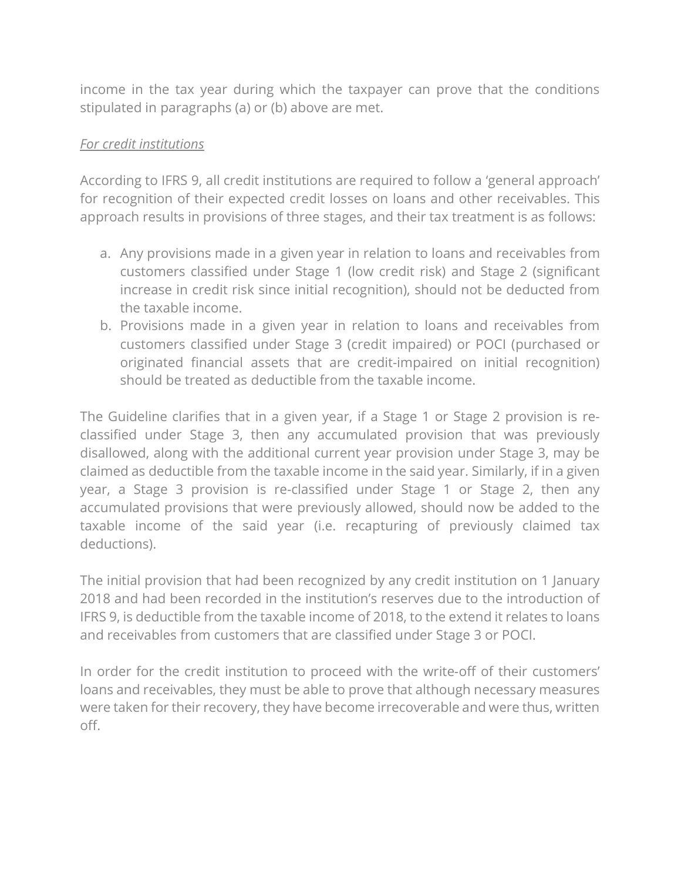income in the tax year during which the taxpayer can prove that the conditions stipulated in paragraphs (a) or (b) above are met.

*For credit institutions*

According to IFRS 9, all credit institutions are required to follow a 'general approach' for recognition of their expected credit losses on loans and other receivables. This approach results in provisions of three stages, and their tax treatment is as follows:

a. Any provisions made in a given year in relation to loans and receivables from customers classified under Stage 1 (low credit risk) and Stage 2 (significant increase in credit risk since initial recognition), should not be deducted from the taxable income.
b. Provisions made in a given year in relation to loans and receivables from customers classified under Stage 3 (credit impaired) or POCI (purchased or originated financial assets that are credit-impaired on initial recognition) should be treated as deductible from the taxable income.

The Guideline clarifies that in a given year, if a Stage 1 or Stage 2 provision is re-classified under Stage 3, then any accumulated provision that was previously disallowed, along with the additional current year provision under Stage 3, may be claimed as deductible from the taxable income in the said year. Similarly, if in a given year, a Stage 3 provision is re-classified under Stage 1 or Stage 2, then any accumulated provisions that were previously allowed, should now be added to the taxable income of the said year (i.e. recapturing of previously claimed tax deductions).

The initial provision that had been recognized by any credit institution on 1 January 2018 and had been recorded in the institution's reserves due to the introduction of IFRS 9, is deductible from the taxable income of 2018, to the extend it relates to loans and receivables from customers that are classified under Stage 3 or POCI.

In order for the credit institution to proceed with the write-off of their customers' loans and receivables, they must be able to prove that although necessary measures were taken for their recovery, they have become irrecoverable and were thus, written off.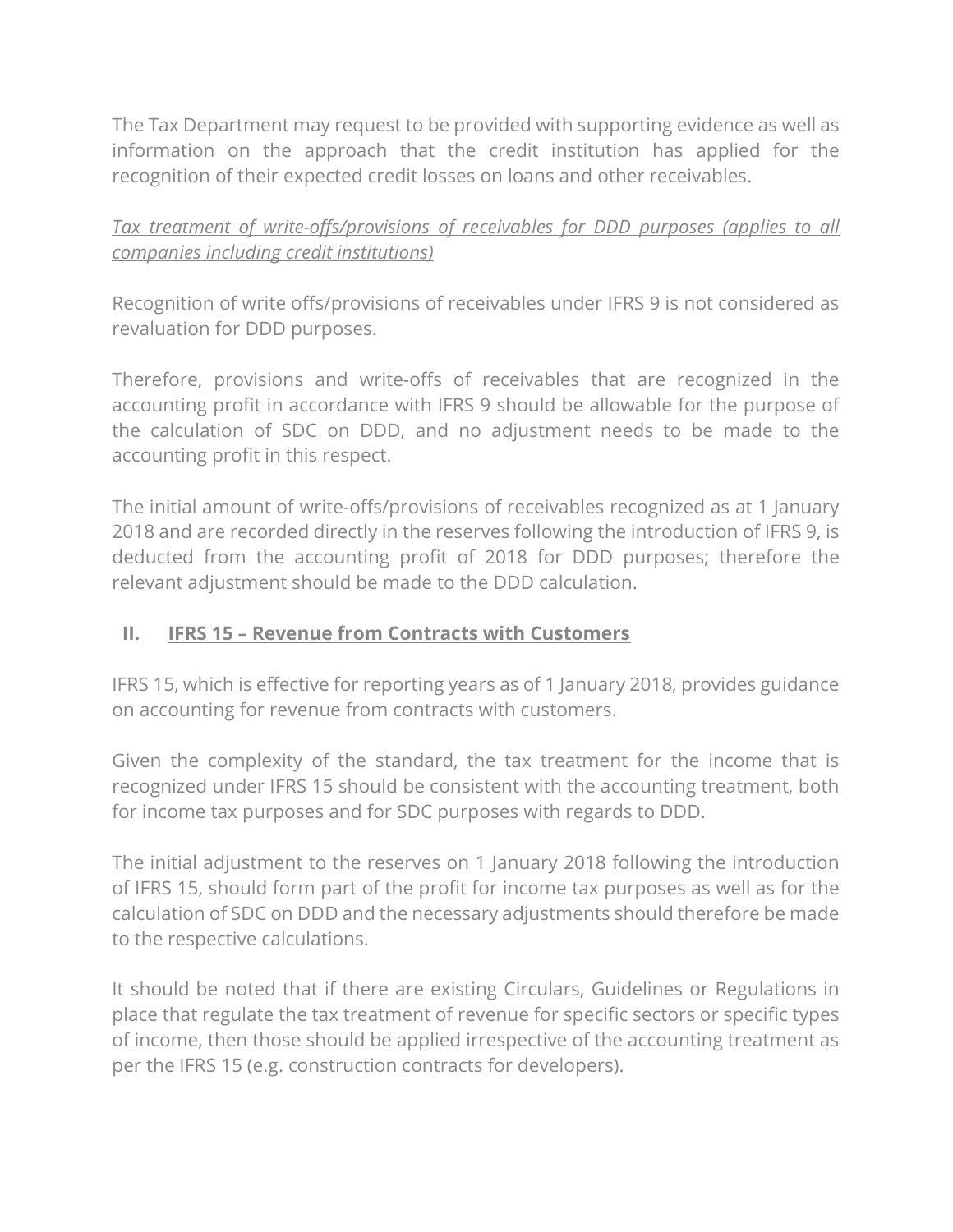The Tax Department may request to be provided with supporting evidence as well as information on the approach that the credit institution has applied for the recognition of their expected credit losses on loans and other receivables.

*Tax treatment of write-offs/provisions of receivables for DDD purposes (applies to all companies including credit institutions)*

Recognition of write offs/provisions of receivables under IFRS 9 is not considered as revaluation for DDD purposes.

Therefore, provisions and write-offs of receivables that are recognized in the accounting profit in accordance with IFRS 9 should be allowable for the purpose of the calculation of SDC on DDD, and no adjustment needs to be made to the accounting profit in this respect.

The initial amount of write-offs/provisions of receivables recognized as at 1 January 2018 and are recorded directly in the reserves following the introduction of IFRS 9, is deducted from the accounting profit of 2018 for DDD purposes; therefore the relevant adjustment should be made to the DDD calculation.

## II. IFRS 15 – Revenue from Contracts with Customers

IFRS 15, which is effective for reporting years as of 1 January 2018, provides guidance on accounting for revenue from contracts with customers.

Given the complexity of the standard, the tax treatment for the income that is recognized under IFRS 15 should be consistent with the accounting treatment, both for income tax purposes and for SDC purposes with regards to DDD.

The initial adjustment to the reserves on 1 January 2018 following the introduction of IFRS 15, should form part of the profit for income tax purposes as well as for the calculation of SDC on DDD and the necessary adjustments should therefore be made to the respective calculations.

It should be noted that if there are existing Circulars, Guidelines or Regulations in place that regulate the tax treatment of revenue for specific sectors or specific types of income, then those should be applied irrespective of the accounting treatment as per the IFRS 15 (e.g. construction contracts for developers).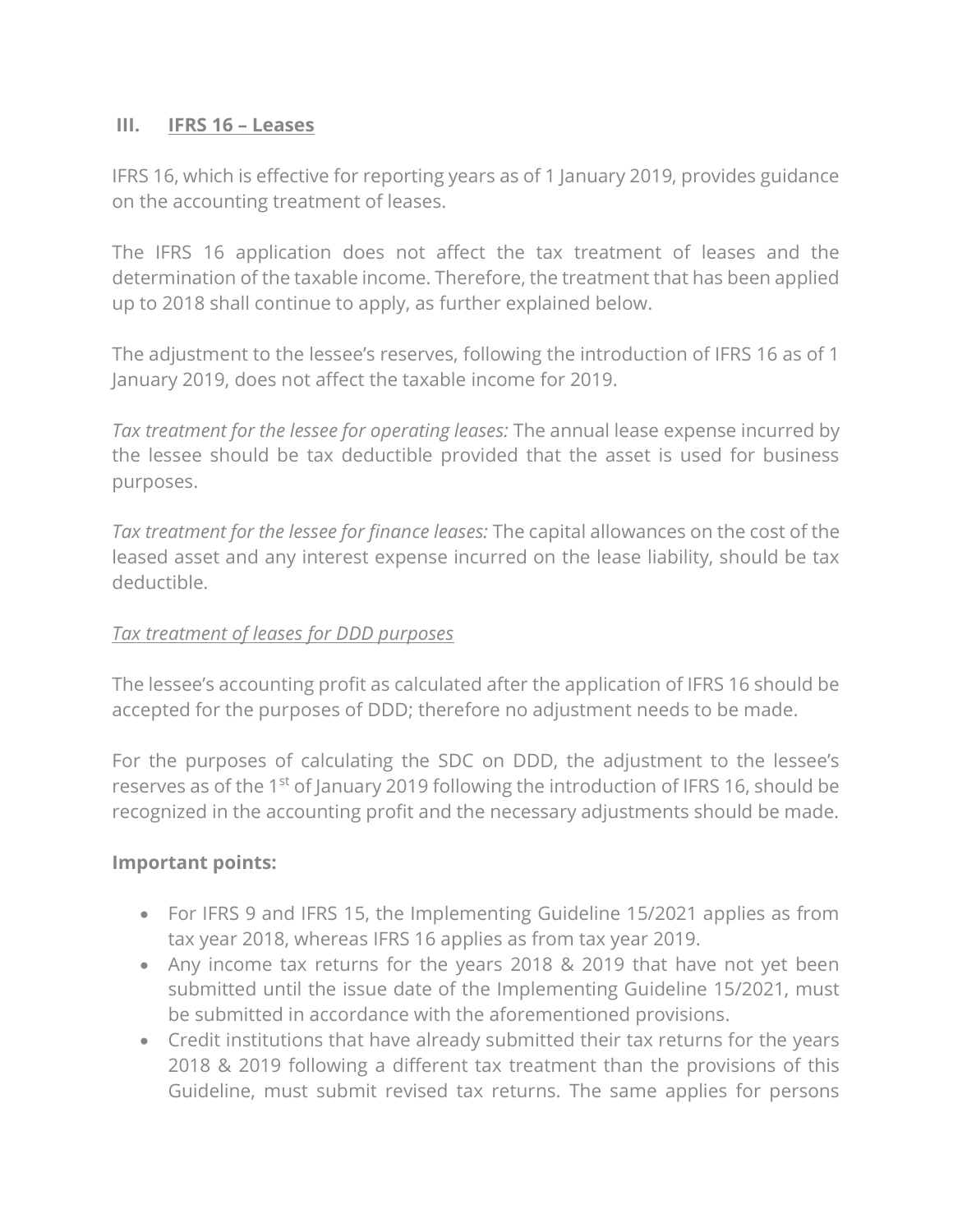## III. IFRS 16 – Leases

IFRS 16, which is effective for reporting years as of 1 January 2019, provides guidance on the accounting treatment of leases.

The IFRS 16 application does not affect the tax treatment of leases and the determination of the taxable income. Therefore, the treatment that has been applied up to 2018 shall continue to apply, as further explained below.

The adjustment to the lessee's reserves, following the introduction of IFRS 16 as of 1 January 2019, does not affect the taxable income for 2019.

*Tax treatment for the lessee for operating leases:* The annual lease expense incurred by the lessee should be tax deductible provided that the asset is used for business purposes.

*Tax treatment for the lessee for finance leases:* The capital allowances on the cost of the leased asset and any interest expense incurred on the lease liability, should be tax deductible.

*Tax treatment of leases for DDD purposes*

The lessee's accounting profit as calculated after the application of IFRS 16 should be accepted for the purposes of DDD; therefore no adjustment needs to be made.

For the purposes of calculating the SDC on DDD, the adjustment to the lessee's reserves as of the 1st of January 2019 following the introduction of IFRS 16, should be recognized in the accounting profit and the necessary adjustments should be made.

**Important points:**

- For IFRS 9 and IFRS 15, the Implementing Guideline 15/2021 applies as from tax year 2018, whereas IFRS 16 applies as from tax year 2019.
- Any income tax returns for the years 2018 & 2019 that have not yet been submitted until the issue date of the Implementing Guideline 15/2021, must be submitted in accordance with the aforementioned provisions.
- Credit institutions that have already submitted their tax returns for the years 2018 & 2019 following a different tax treatment than the provisions of this Guideline, must submit revised tax returns. The same applies for persons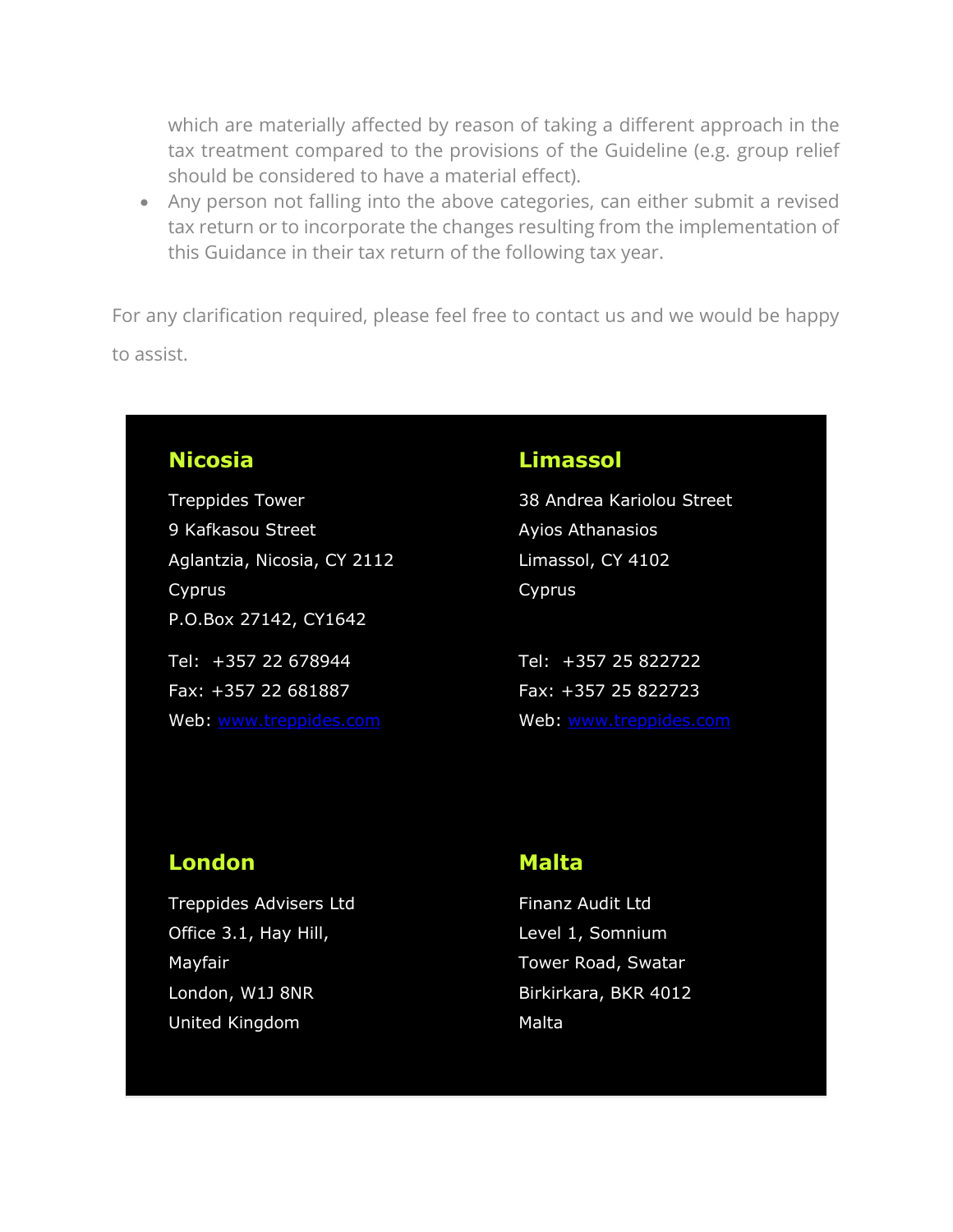which are materially affected by reason of taking a different approach in the tax treatment compared to the provisions of the Guideline (e.g. group relief should be considered to have a material effect).

- Any person not falling into the above categories, can either submit a revised tax return or to incorporate the changes resulting from the implementation of this Guidance in their tax return of the following tax year.

For any clarification required, please feel free to contact us and we would be happy to assist.

**Nicosia**

Treppides Tower
9 Kafkasou Street
Aglantzia, Nicosia, CY 2112
Cyprus
P.O.Box 27142, CY1642

Tel: +357 22 678944
Fax: +357 22 681887
Web: www.treppides.com

**Limassol**

38 Andrea Kariolou Street
Ayios Athanasios
Limassol, CY 4102
Cyprus

Tel: +357 25 822722
Fax: +357 25 822723
Web: www.treppides.com

**London**

Treppides Advisers Ltd
Office 3.1, Hay Hill,
Mayfair
London, W1J 8NR
United Kingdom

**Malta**

Finanz Audit Ltd
Level 1, Somnium
Tower Road, Swatar
Birkirkara, BKR 4012
Malta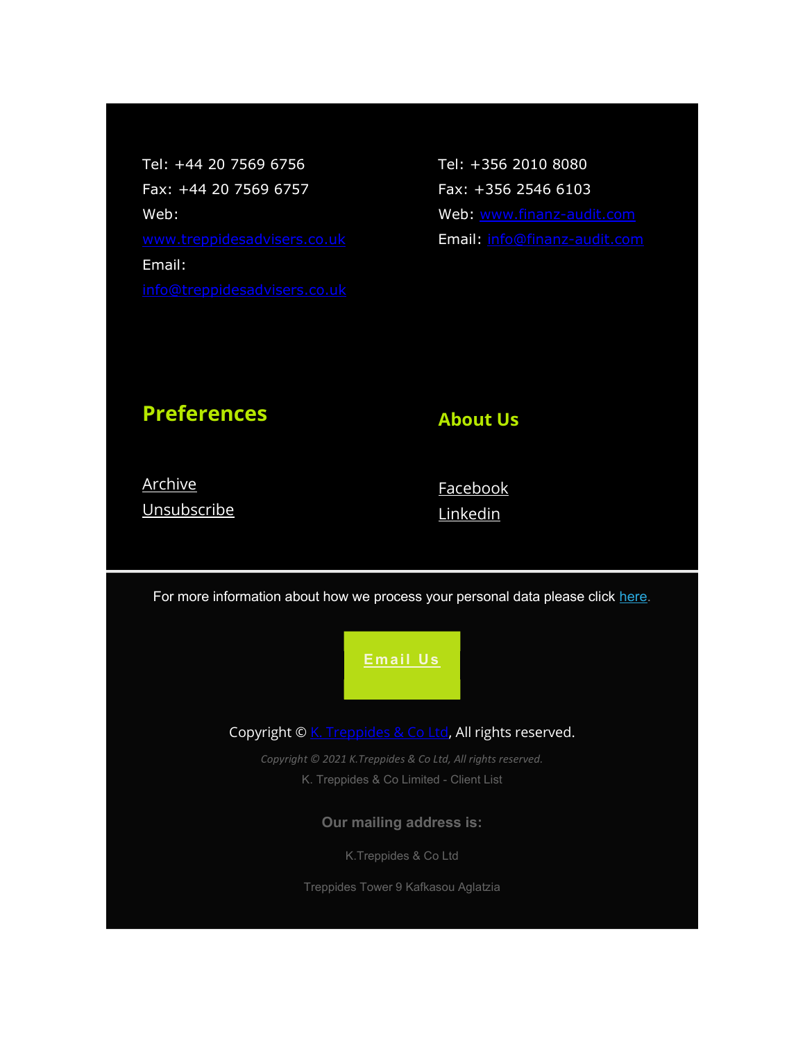Tel: +44 20 7569 6756
Fax: +44 20 7569 6757
Web: www.treppidesadvisers.co.uk
Email: info@treppidesadvisers.co.uk

Tel: +356 2010 8080
Fax: +356 2546 6103
Web: www.finanz-audit.com
Email: info@finanz-audit.com

## Preferences

Archive
Unsubscribe

## About Us

Facebook
Linkedin

For more information about how we process your personal data please click here.

**Email Us**

Copyright © K. Treppides & Co Ltd, All rights reserved.

*Copyright © 2021 K.Treppides & Co Ltd, All rights reserved.*

K. Treppides & Co Limited - Client List

**Our mailing address is:**

K.Treppides & Co Ltd

Treppides Tower 9 Kafkasou Aglatzia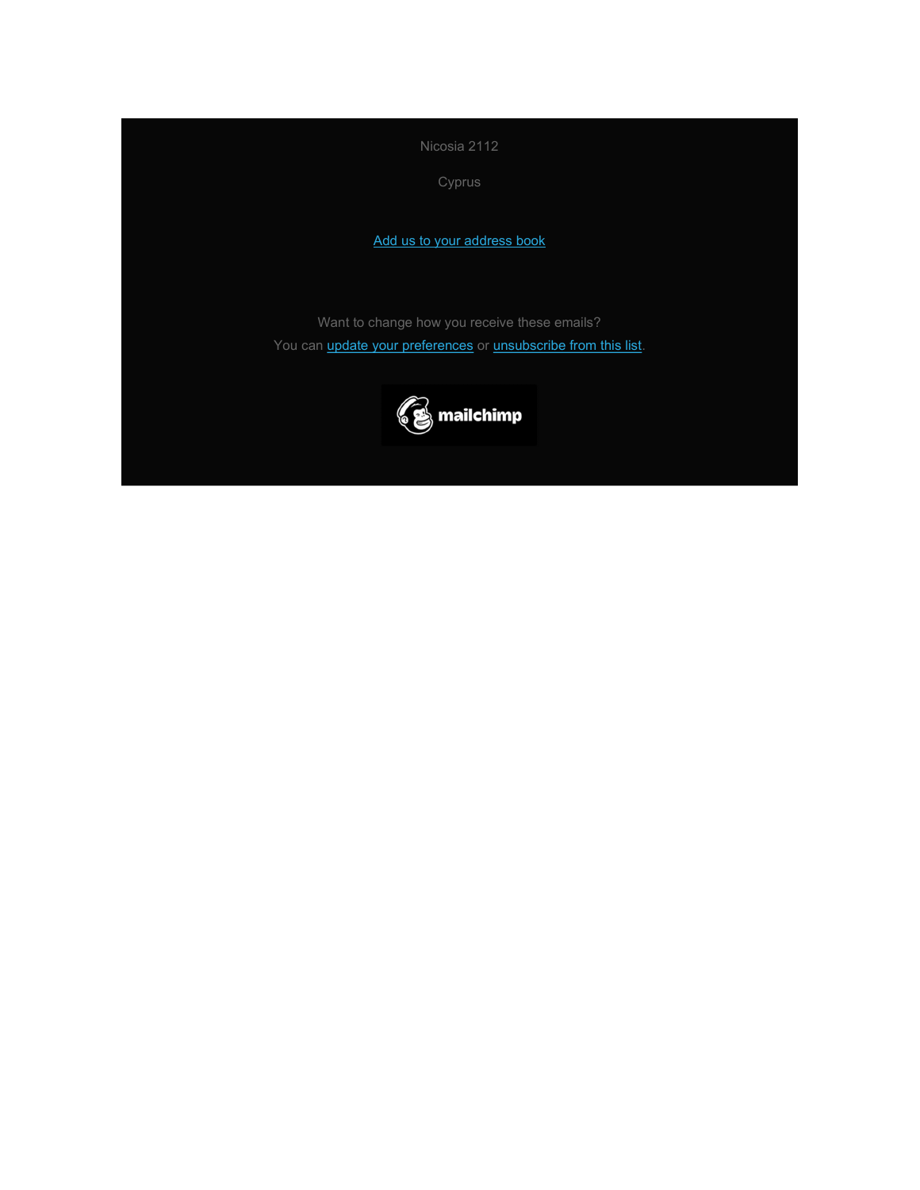Nicosia 2112

Cyprus

Add us to your address book

Want to change how you receive these emails?

You can update your preferences or unsubscribe from this list.

mailchimp